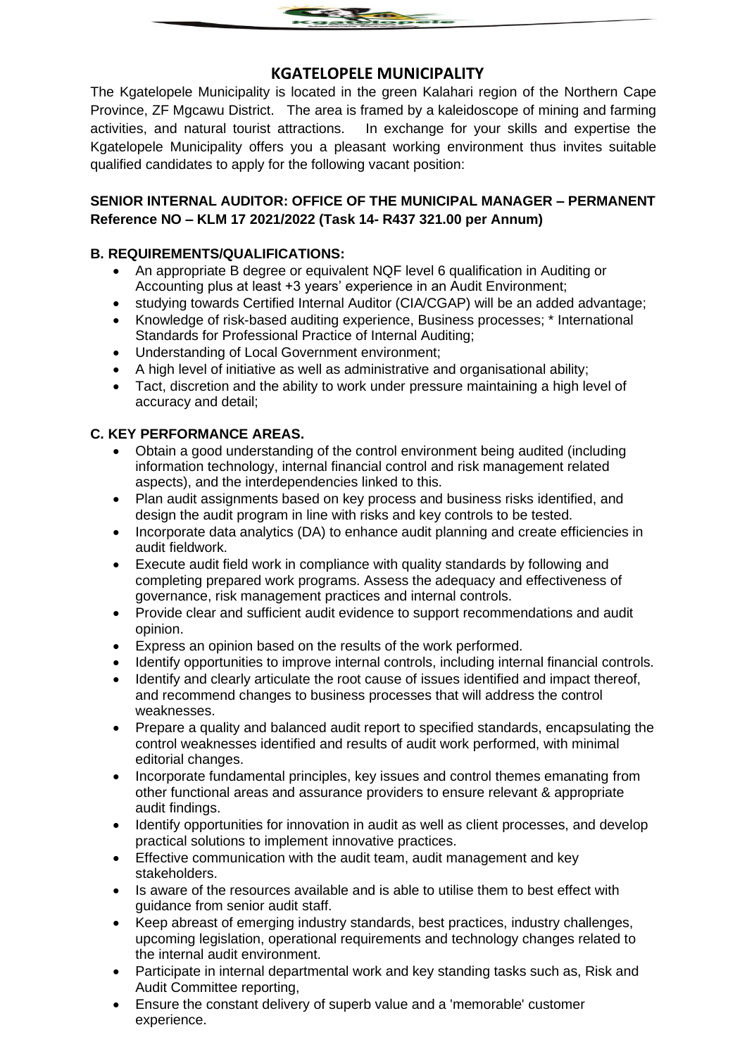# KGATELOPELE MUNICIPALITY

The Kgatelopele Municipality is located in the green Kalahari region of the Northern Cape Province, ZF Mgcawu District. The area is framed by a kaleidoscope of mining and farming activities, and natural tourist attractions. In exchange for your skills and expertise the Kgatelopele Municipality offers you a pleasant working environment thus invites suitable qualified candidates to apply for the following vacant position:

**SENIOR INTERNAL AUDITOR: OFFICE OF THE MUNICIPAL MANAGER – PERMANENT Reference NO – KLM 17 2021/2022 (Task 14- R437 321.00 per Annum)**

### B. REQUIREMENTS/QUALIFICATIONS:

- An appropriate B degree or equivalent NQF level 6 qualification in Auditing or Accounting plus at least +3 years' experience in an Audit Environment;
- studying towards Certified Internal Auditor (CIA/CGAP) will be an added advantage;
- Knowledge of risk-based auditing experience, Business processes; * International Standards for Professional Practice of Internal Auditing;
- Understanding of Local Government environment;
- A high level of initiative as well as administrative and organisational ability;
- Tact, discretion and the ability to work under pressure maintaining a high level of accuracy and detail;

### C. KEY PERFORMANCE AREAS.

- Obtain a good understanding of the control environment being audited (including information technology, internal financial control and risk management related aspects), and the interdependencies linked to this.
- Plan audit assignments based on key process and business risks identified, and design the audit program in line with risks and key controls to be tested.
- Incorporate data analytics (DA) to enhance audit planning and create efficiencies in audit fieldwork.
- Execute audit field work in compliance with quality standards by following and completing prepared work programs. Assess the adequacy and effectiveness of governance, risk management practices and internal controls.
- Provide clear and sufficient audit evidence to support recommendations and audit opinion.
- Express an opinion based on the results of the work performed.
- Identify opportunities to improve internal controls, including internal financial controls.
- Identify and clearly articulate the root cause of issues identified and impact thereof, and recommend changes to business processes that will address the control weaknesses.
- Prepare a quality and balanced audit report to specified standards, encapsulating the control weaknesses identified and results of audit work performed, with minimal editorial changes.
- Incorporate fundamental principles, key issues and control themes emanating from other functional areas and assurance providers to ensure relevant & appropriate audit findings.
- Identify opportunities for innovation in audit as well as client processes, and develop practical solutions to implement innovative practices.
- Effective communication with the audit team, audit management and key stakeholders.
- Is aware of the resources available and is able to utilise them to best effect with guidance from senior audit staff.
- Keep abreast of emerging industry standards, best practices, industry challenges, upcoming legislation, operational requirements and technology changes related to the internal audit environment.
- Participate in internal departmental work and key standing tasks such as, Risk and Audit Committee reporting,
- Ensure the constant delivery of superb value and a 'memorable' customer experience.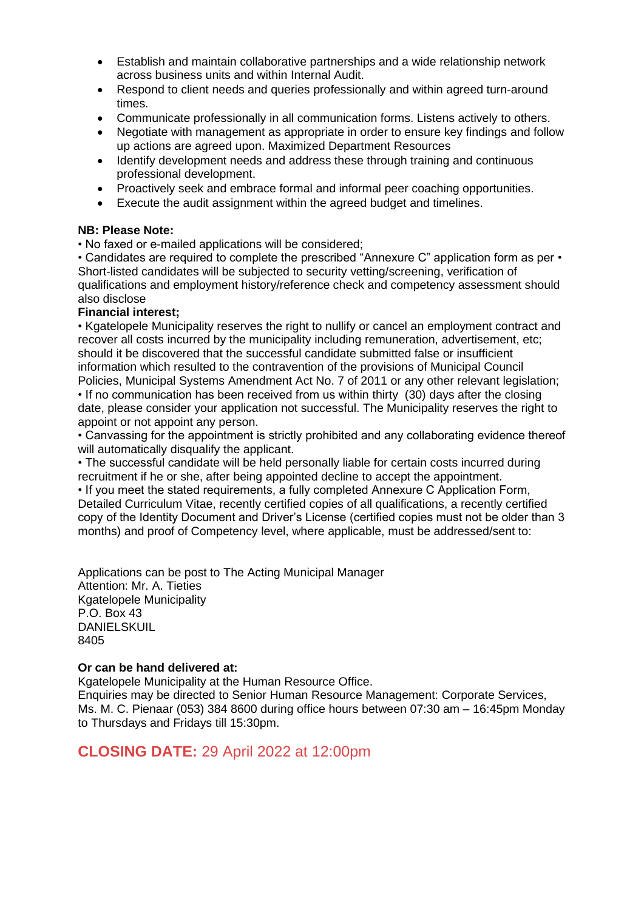- Establish and maintain collaborative partnerships and a wide relationship network across business units and within Internal Audit.
- Respond to client needs and queries professionally and within agreed turn-around times.
- Communicate professionally in all communication forms. Listens actively to others.
- Negotiate with management as appropriate in order to ensure key findings and follow up actions are agreed upon. Maximized Department Resources
- Identify development needs and address these through training and continuous professional development.
- Proactively seek and embrace formal and informal peer coaching opportunities.
- Execute the audit assignment within the agreed budget and timelines.

**NB: Please Note:**

• No faxed or e-mailed applications will be considered;

• Candidates are required to complete the prescribed "Annexure C" application form as per • Short-listed candidates will be subjected to security vetting/screening, verification of qualifications and employment history/reference check and competency assessment should also disclose

**Financial interest;**

• Kgatelopele Municipality reserves the right to nullify or cancel an employment contract and recover all costs incurred by the municipality including remuneration, advertisement, etc; should it be discovered that the successful candidate submitted false or insufficient information which resulted to the contravention of the provisions of Municipal Council Policies, Municipal Systems Amendment Act No. 7 of 2011 or any other relevant legislation;

• If no communication has been received from us within thirty (30) days after the closing date, please consider your application not successful. The Municipality reserves the right to appoint or not appoint any person.

• Canvassing for the appointment is strictly prohibited and any collaborating evidence thereof will automatically disqualify the applicant.

• The successful candidate will be held personally liable for certain costs incurred during recruitment if he or she, after being appointed decline to accept the appointment.

• If you meet the stated requirements, a fully completed Annexure C Application Form, Detailed Curriculum Vitae, recently certified copies of all qualifications, a recently certified copy of the Identity Document and Driver's License (certified copies must not be older than 3 months) and proof of Competency level, where applicable, must be addressed/sent to:

Applications can be post to The Acting Municipal Manager
Attention: Mr. A. Tieties
Kgatelopele Municipality
P.O. Box 43
DANIELSKUIL
8405

**Or can be hand delivered at:**

Kgatelopele Municipality at the Human Resource Office.
Enquiries may be directed to Senior Human Resource Management: Corporate Services, Ms. M. C. Pienaar (053) 384 8600 during office hours between 07:30 am – 16:45pm Monday to Thursdays and Fridays till 15:30pm.

## **CLOSING DATE:** 29 April 2022 at 12:00pm